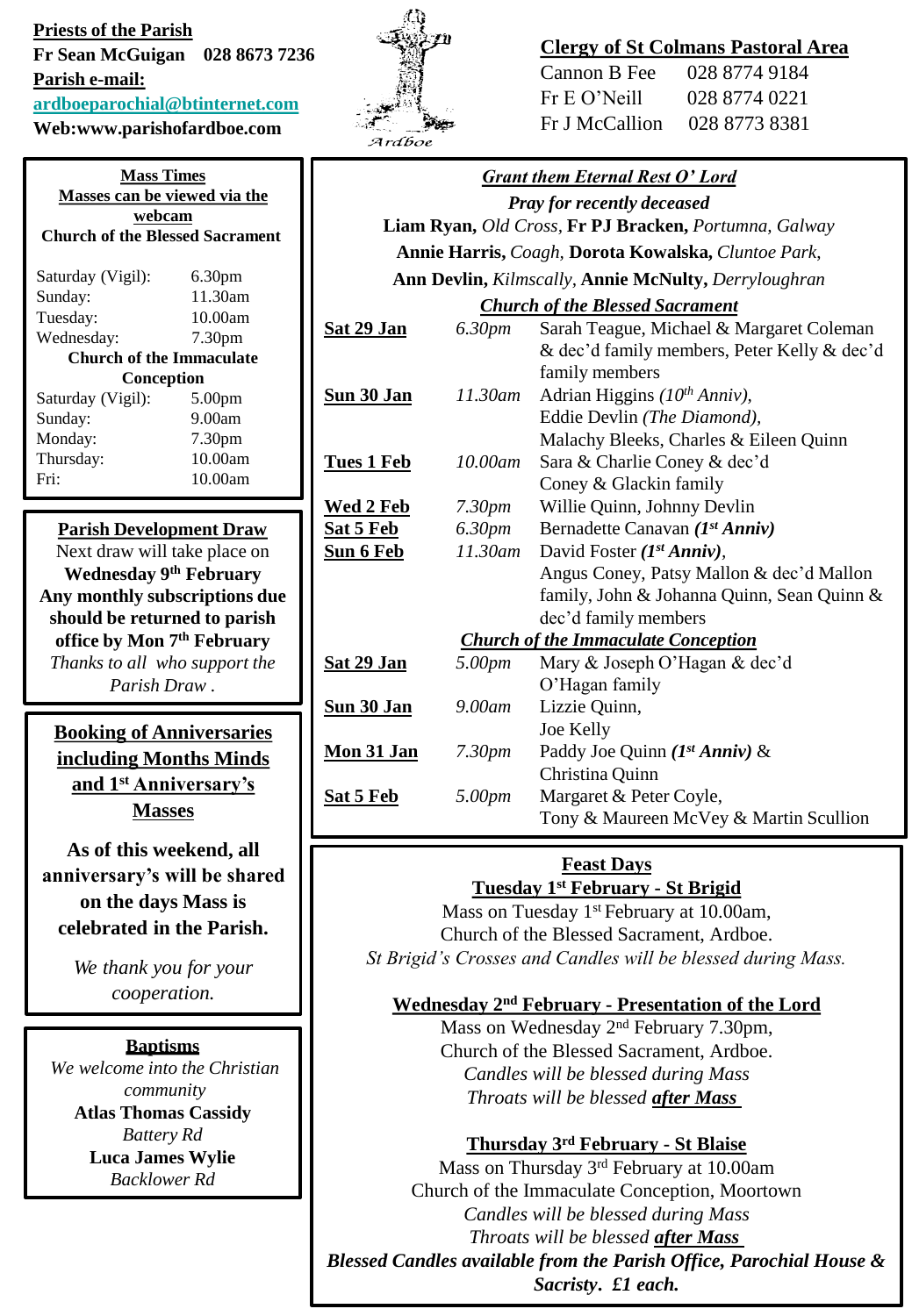**Priests of the Parish**

**Fr Sean McGuigan 028 8673 7236**

**Parish e-mail:**

**ardboeparochial@btinternet.com**

**Web:www.parishofardboe.com**

Ardboe

**Clergy of St Colmans Pastoral Area**

| | |
|---|---|
| Cannon B Fee | 028 8774 9184 |
| Fr E O'Neill | 028 8774 0221 |
| Fr J McCallion | 028 8773 8381 |

## Mass Times

**Masses can be viewed via the webcam**

**Church of the Blessed Sacrament**

| | |
|---|---|
| Saturday (Vigil): | 6.30pm |
| Sunday: | 11.30am |
| Tuesday: | 10.00am |
| Wednesday: | 7.30pm |

**Church of the Immaculate Conception**

| | |
|---|---|
| Saturday (Vigil): | 5.00pm |
| Sunday: | 9.00am |
| Monday: | 7.30pm |
| Thursday: | 10.00am |
| Fri: | 10.00am |

## Parish Development Draw

Next draw will take place on **Wednesday 9th February**

**Any monthly subscriptions due should be returned to parish office by Mon 7th February**

*Thanks to all who support the Parish Draw .*

## Booking of Anniversaries including Months Minds and 1st Anniversary's Masses

**As of this weekend, all anniversary's will be shared on the days Mass is celebrated in the Parish.**

*We thank you for your cooperation.*

## Baptisms

*We welcome into the Christian community*

**Atlas Thomas Cassidy**
*Battery Rd*

**Luca James Wylie**
*Backlower Rd*

## *Grant them Eternal Rest O' Lord*

***Pray for recently deceased***

**Liam Ryan,** *Old Cross,* **Fr PJ Bracken,** *Portumna, Galway*
**Annie Harris,** *Coagh,* **Dorota Kowalska,** *Cluntoe Park,*
**Ann Devlin,** *Kilmscally,* **Annie McNulty,** *Derryloughran*

***Church of the Blessed Sacrament***

| | | |
|---|---|---|
| **Sat 29 Jan** | *6.30pm* | Sarah Teague, Michael & Margaret Coleman & dec'd family members, Peter Kelly & dec'd family members |
| **Sun 30 Jan** | *11.30am* | Adrian Higgins *(10th Anniv),* Eddie Devlin *(The Diamond),* Malachy Bleeks, Charles & Eileen Quinn |
| **Tues 1 Feb** | *10.00am* | Sara & Charlie Coney & dec'd Coney & Glackin family |
| **Wed 2 Feb** | *7.30pm* | Willie Quinn, Johnny Devlin |
| **Sat 5 Feb** | *6.30pm* | Bernadette Canavan ***(1st Anniv)*** |
| **Sun 6 Feb** | *11.30am* | David Foster ***(1st Anniv)***, Angus Coney, Patsy Mallon & dec'd Mallon family, John & Johanna Quinn, Sean Quinn & dec'd family members |

***Church of the Immaculate Conception***

| | | |
|---|---|---|
| **Sat 29 Jan** | *5.00pm* | Mary & Joseph O'Hagan & dec'd O'Hagan family |
| **Sun 30 Jan** | *9.00am* | Lizzie Quinn, Joe Kelly |
| **Mon 31 Jan** | *7.30pm* | Paddy Joe Quinn ***(1st Anniv)*** & Christina Quinn |
| **Sat 5 Feb** | *5.00pm* | Margaret & Peter Coyle, Tony & Maureen McVey & Martin Scullion |

## Feast Days

### Tuesday 1st February - St Brigid

Mass on Tuesday 1st February at 10.00am,
Church of the Blessed Sacrament, Ardboe.
*St Brigid's Crosses and Candles will be blessed during Mass.*

### Wednesday 2nd February - Presentation of the Lord

Mass on Wednesday 2nd February 7.30pm,
Church of the Blessed Sacrament, Ardboe.
*Candles will be blessed during Mass*
*Throats will be blessed **after Mass***

### Thursday 3rd February - St Blaise

Mass on Thursday 3rd February at 10.00am
Church of the Immaculate Conception, Moortown
*Candles will be blessed during Mass*
*Throats will be blessed **after Mass***

***Blessed Candles available from the Parish Office, Parochial House & Sacristy. £1 each.***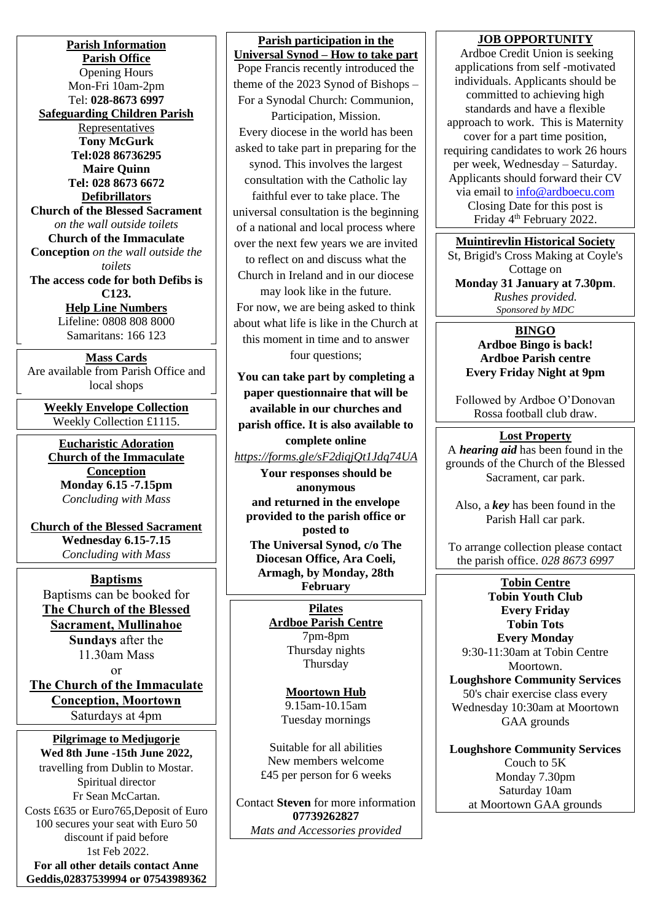**Parish Information**

**Parish Office**

Opening Hours
Mon-Fri 10am-2pm
Tel: **028-8673 6997**

**Safeguarding Children Parish Representatives**

**Tony McGurk**
**Tel:028 86736295**
**Maire Quinn**
**Tel: 028 8673 6672**

**Defibrillators**

**Church of the Blessed Sacrament** *on the wall outside toilets*
**Church of the Immaculate Conception** *on the wall outside the toilets*
**The access code for both Defibs is C123.**

**Help Line Numbers**

Lifeline: 0808 808 8000
Samaritans: 166 123

**Mass Cards**

Are available from Parish Office and local shops

**Weekly Envelope Collection**

Weekly Collection £1115.

**Eucharistic Adoration**

**Church of the Immaculate Conception**
**Monday 6.15 -7.15pm**
*Concluding with Mass*

**Church of the Blessed Sacrament**
**Wednesday 6.15-7.15**
*Concluding with Mass*

**Baptisms**

Baptisms can be booked for
**The Church of the Blessed Sacrament, Mullinahoe**
**Sundays** after the 11.30am Mass
or
**The Church of the Immaculate Conception, Moortown**
Saturdays at 4pm

**Pilgrimage to Medjugorje**

**Wed 8th June -15th June 2022,** travelling from Dublin to Mostar. Spiritual director Fr Sean McCartan. Costs £635 or Euro765,Deposit of Euro 100 secures your seat with Euro 50 discount if paid before 1st Feb 2022.
**For all other details contact Anne Geddis,02837539994 or 07543989362**

**Parish participation in the Universal Synod – How to take part**

Pope Francis recently introduced the theme of the 2023 Synod of Bishops – For a Synodal Church: Communion, Participation, Mission.
Every diocese in the world has been asked to take part in preparing for the synod. This involves the largest consultation with the Catholic lay faithful ever to take place. The universal consultation is the beginning of a national and local process where over the next few years we are invited to reflect on and discuss what the Church in Ireland and in our diocese may look like in the future.
For now, we are being asked to think about what life is like in the Church at this moment in time and to answer four questions;

**You can take part by completing a paper questionnaire that will be available in our churches and parish office. It is also available to complete online**
*https://forms.gle/sF2diqjQt1Jdq74UA*
**Your responses should be anonymous and returned in the envelope provided to the parish office or posted to The Universal Synod, c/o The Diocesan Office, Ara Coeli, Armagh, by Monday, 28th February**

**Pilates**

**Ardboe Parish Centre**
7pm-8pm
Thursday nights
Thursday

**Moortown Hub**
9.15am-10.15am
Tuesday mornings

Suitable for all abilities
New members welcome
£45 per person for 6 weeks

Contact **Steven** for more information **07739262827**
*Mats and Accessories provided*

**JOB OPPORTUNITY**

Ardboe Credit Union is seeking applications from self -motivated individuals. Applicants should be committed to achieving high standards and have a flexible approach to work. This is Maternity cover for a part time position, requiring candidates to work 26 hours per week, Wednesday – Saturday. Applicants should forward their CV via email to info@ardboecu.com
Closing Date for this post is Friday 4th February 2022.

**Muintirevlin Historical Society**

St, Brigid's Cross Making at Coyle's Cottage on
**Monday 31 January at 7.30pm**.
*Rushes provided.*
*Sponsored by MDC*

**BINGO**

**Ardboe Bingo is back!**
**Ardboe Parish centre**
**Every Friday Night at 9pm**

Followed by Ardboe O'Donovan Rossa football club draw.

**Lost Property**

A ***hearing aid*** has been found in the grounds of the Church of the Blessed Sacrament, car park.

Also, a ***key*** has been found in the Parish Hall car park.

To arrange collection please contact the parish office. *028 8673 6997*

**Tobin Centre**

**Tobin Youth Club**
**Every Friday**
**Tobin Tots**
**Every Monday**
9:30-11:30am at Tobin Centre Moortown.

**Loughshore Community Services**
50's chair exercise class every Wednesday 10:30am at Moortown GAA grounds

**Loughshore Community Services**
Couch to 5K
Monday 7.30pm
Saturday 10am
at Moortown GAA grounds